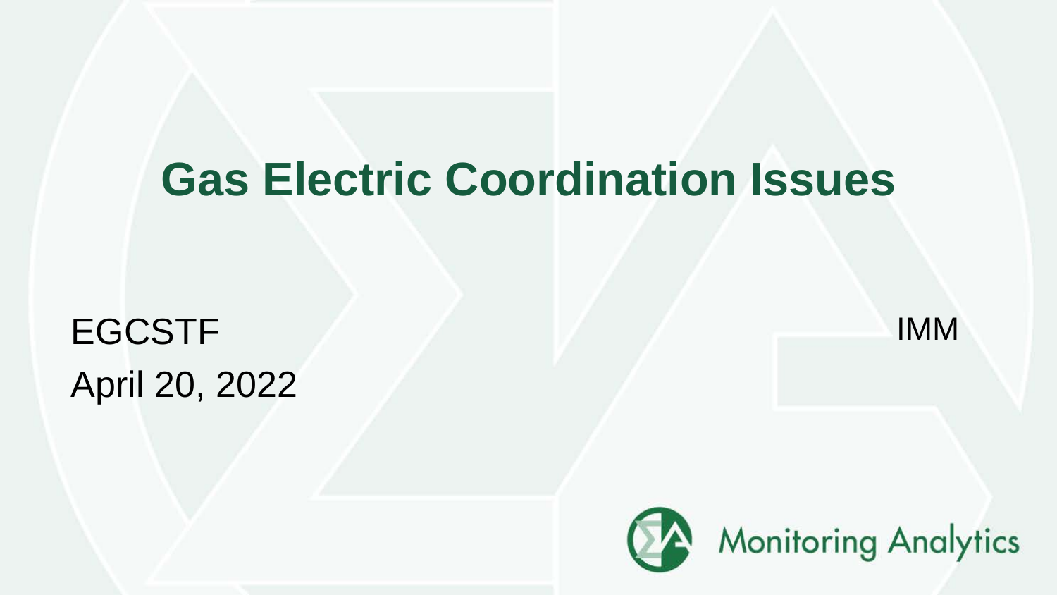# Gas Electric Coordination Issues

EGCSTF

April 20, 2022

IMM

Monitoring Analytics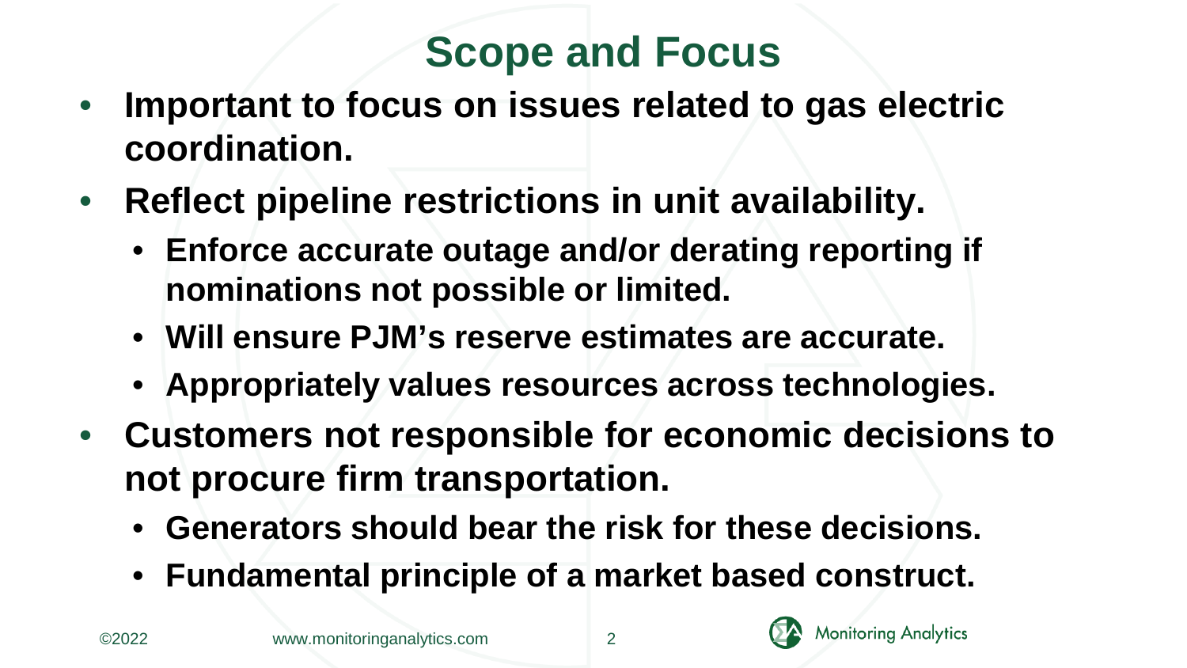# Scope and Focus

- **Important to focus on issues related to gas electric coordination.**
- **Reflect pipeline restrictions in unit availability.**
  - **Enforce accurate outage and/or derating reporting if nominations not possible or limited.**
  - **Will ensure PJM's reserve estimates are accurate.**
  - **Appropriately values resources across technologies.**
- **Customers not responsible for economic decisions to not procure firm transportation.**
  - **Generators should bear the risk for these decisions.**
  - **Fundamental principle of a market based construct.**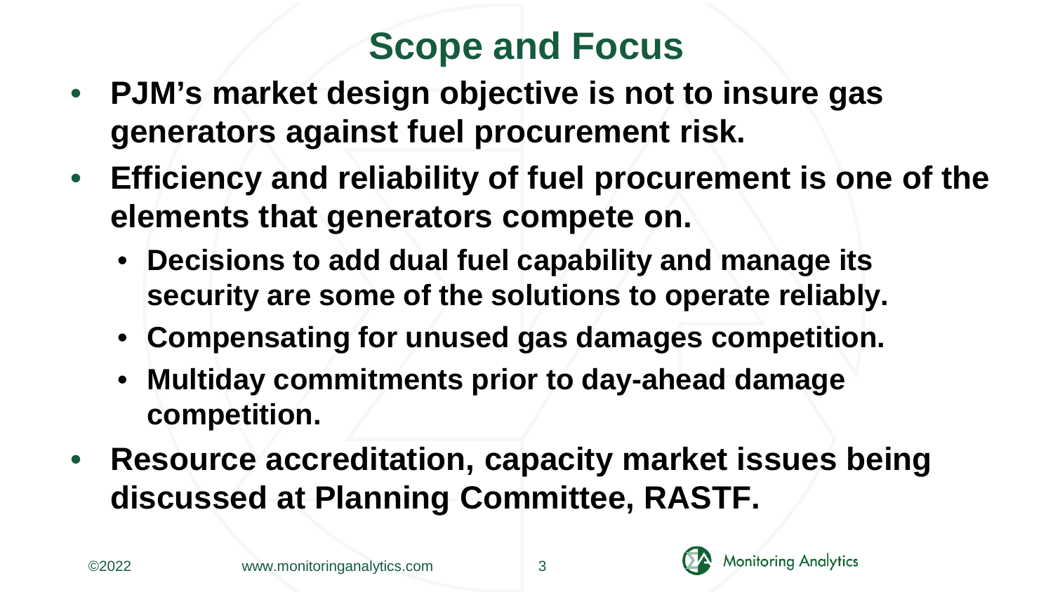# Scope and Focus

- **PJM's market design objective is not to insure gas generators against fuel procurement risk.**
- **Efficiency and reliability of fuel procurement is one of the elements that generators compete on.**
  - **Decisions to add dual fuel capability and manage its security are some of the solutions to operate reliably.**
  - **Compensating for unused gas damages competition.**
  - **Multiday commitments prior to day-ahead damage competition.**
- **Resource accreditation, capacity market issues being discussed at Planning Committee, RASTF.**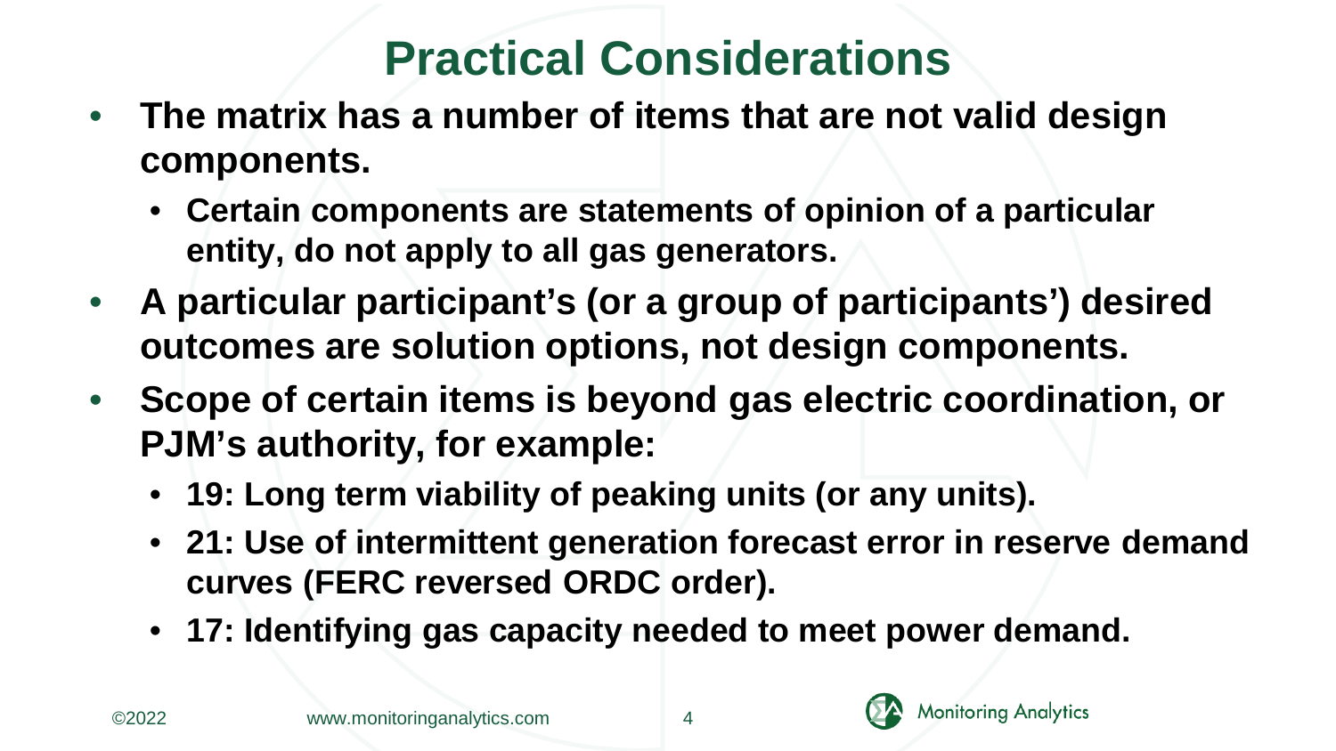# Practical Considerations

- **The matrix has a number of items that are not valid design components.**
  - **Certain components are statements of opinion of a particular entity, do not apply to all gas generators.**
- **A particular participant's (or a group of participants') desired outcomes are solution options, not design components.**
- **Scope of certain items is beyond gas electric coordination, or PJM's authority, for example:**
  - **19: Long term viability of peaking units (or any units).**
  - **21: Use of intermittent generation forecast error in reserve demand curves (FERC reversed ORDC order).**
  - **17: Identifying gas capacity needed to meet power demand.**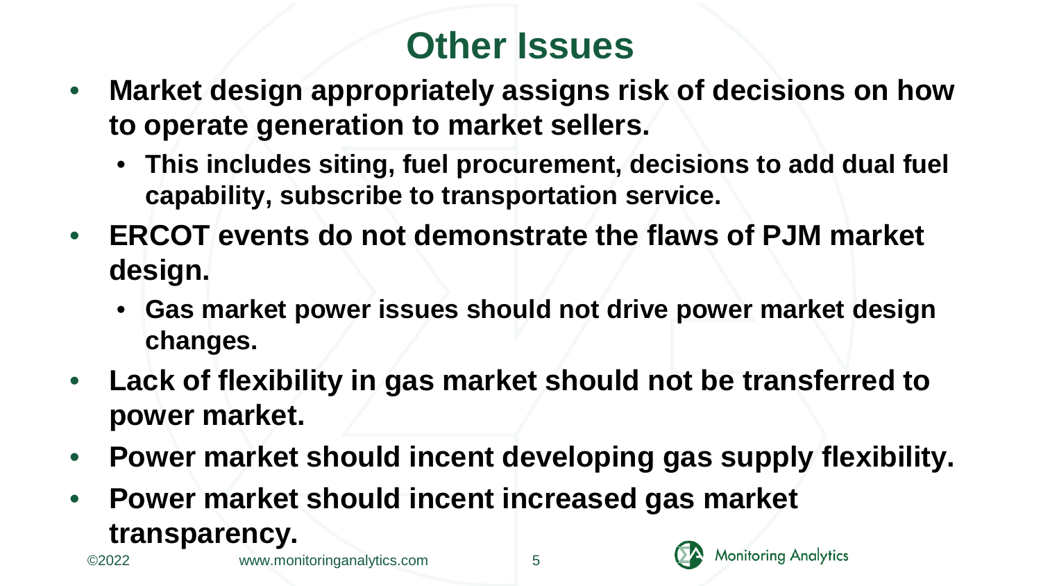# Other Issues

- **Market design appropriately assigns risk of decisions on how to operate generation to market sellers.**
  - **This includes siting, fuel procurement, decisions to add dual fuel capability, subscribe to transportation service.**
- **ERCOT events do not demonstrate the flaws of PJM market design.**
  - **Gas market power issues should not drive power market design changes.**
- **Lack of flexibility in gas market should not be transferred to power market.**
- **Power market should incent developing gas supply flexibility.**
- **Power market should incent increased gas market transparency.**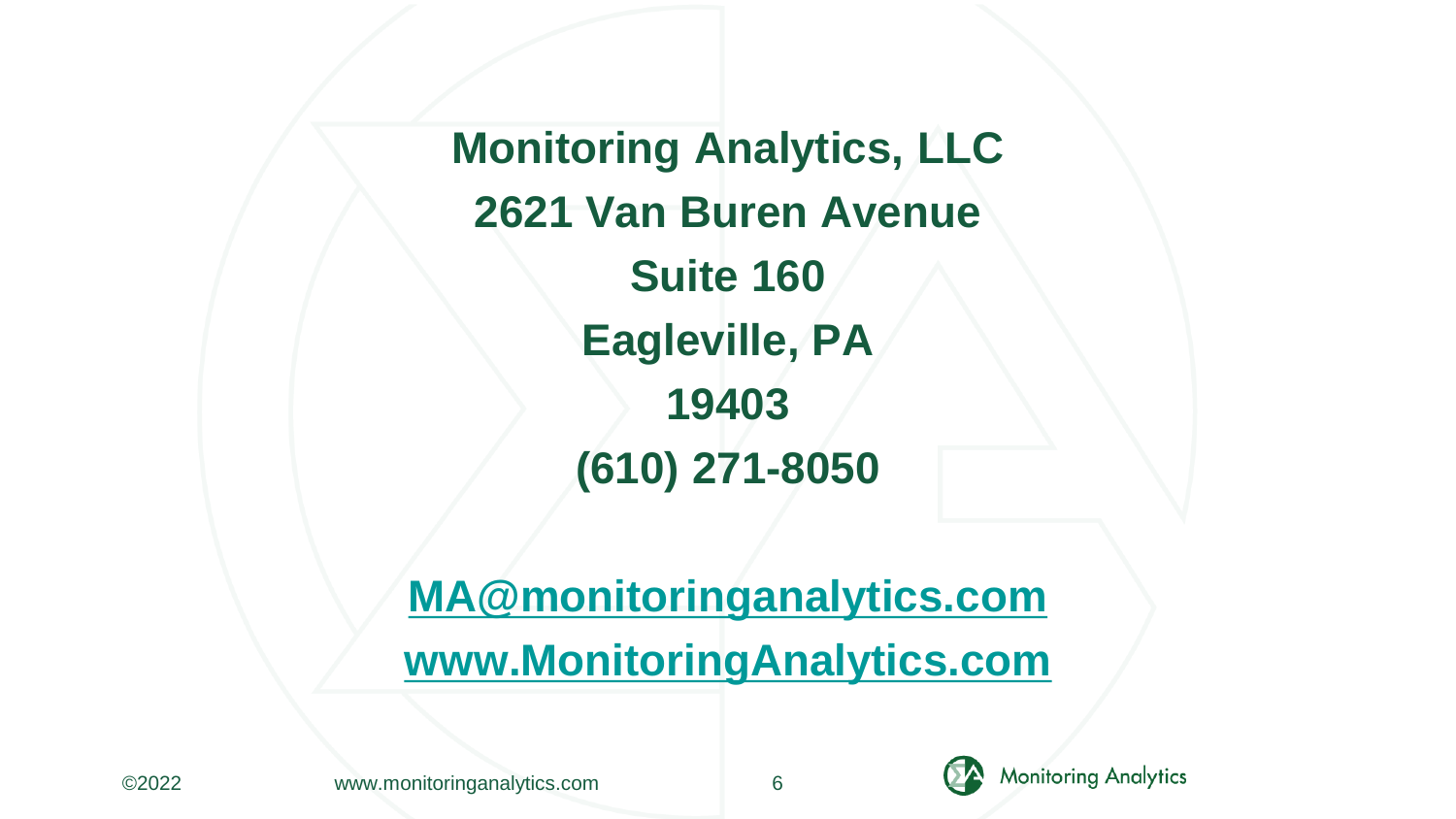**Monitoring Analytics, LLC**

**2621 Van Buren Avenue**

**Suite 160**

**Eagleville, PA**

**19403**

**(610) 271-8050**

**MA@monitoringanalytics.com**

**www.MonitoringAnalytics.com**